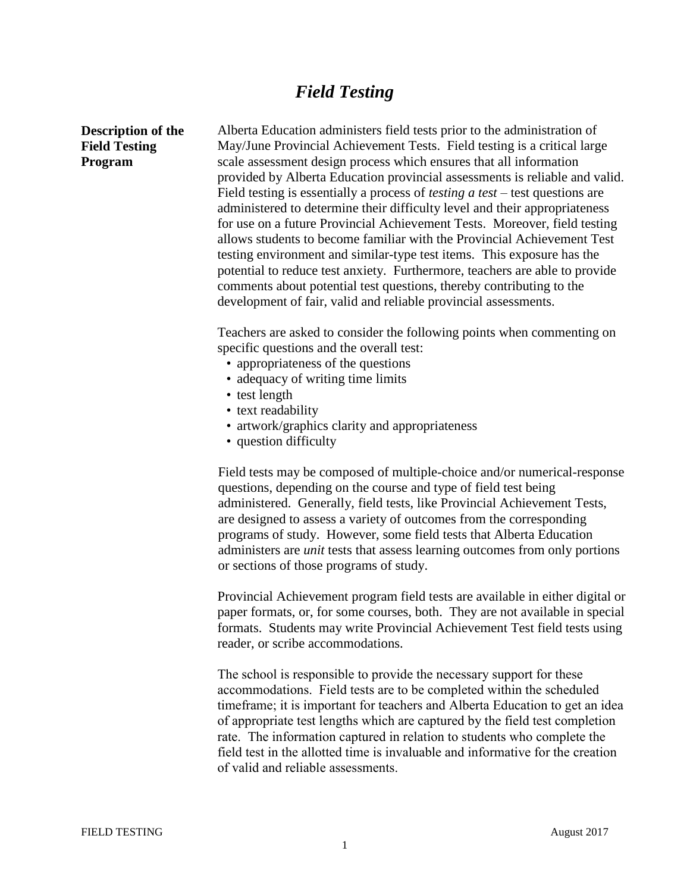# *Field Testing*

**Description of the Field Testing Program**

Alberta Education administers field tests prior to the administration of May/June Provincial Achievement Tests. Field testing is a critical large scale assessment design process which ensures that all information provided by Alberta Education provincial assessments is reliable and valid. Field testing is essentially a process of *testing a test* – test questions are administered to determine their difficulty level and their appropriateness for use on a future Provincial Achievement Tests. Moreover, field testing allows students to become familiar with the Provincial Achievement Test testing environment and similar-type test items. This exposure has the potential to reduce test anxiety. Furthermore, teachers are able to provide comments about potential test questions, thereby contributing to the development of fair, valid and reliable provincial assessments.

Teachers are asked to consider the following points when commenting on specific questions and the overall test:

- appropriateness of the questions
- adequacy of writing time limits
- test length
- text readability
- artwork/graphics clarity and appropriateness
- question difficulty

Field tests may be composed of multiple-choice and/or numerical-response questions, depending on the course and type of field test being administered. Generally, field tests, like Provincial Achievement Tests, are designed to assess a variety of outcomes from the corresponding programs of study. However, some field tests that Alberta Education administers are *unit* tests that assess learning outcomes from only portions or sections of those programs of study.

Provincial Achievement program field tests are available in either digital or paper formats, or, for some courses, both. They are not available in special formats. Students may write Provincial Achievement Test field tests using reader, or scribe accommodations.

The school is responsible to provide the necessary support for these accommodations. Field tests are to be completed within the scheduled timeframe; it is important for teachers and Alberta Education to get an idea of appropriate test lengths which are captured by the field test completion rate. The information captured in relation to students who complete the field test in the allotted time is invaluable and informative for the creation of valid and reliable assessments.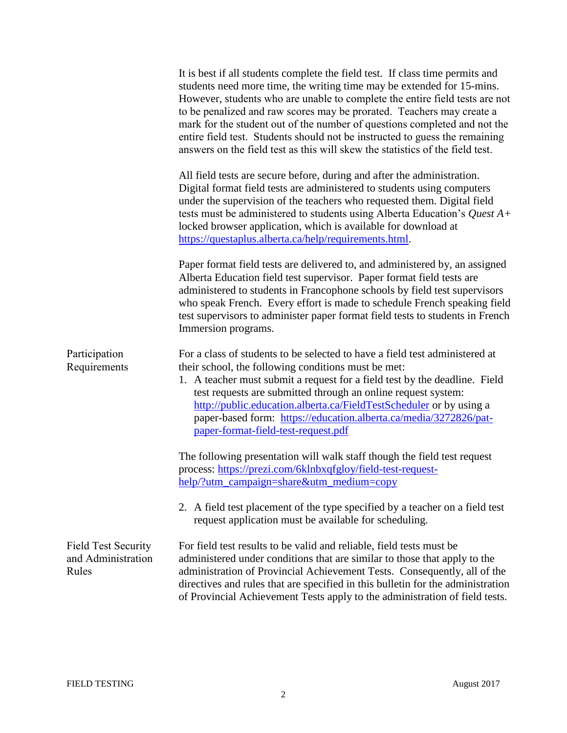It is best if all students complete the field test. If class time permits and students need more time, the writing time may be extended for 15-mins. However, students who are unable to complete the entire field tests are not to be penalized and raw scores may be prorated. Teachers may create a mark for the student out of the number of questions completed and not the entire field test. Students should not be instructed to guess the remaining answers on the field test as this will skew the statistics of the field test.

All field tests are secure before, during and after the administration. Digital format field tests are administered to students using computers under the supervision of the teachers who requested them. Digital field tests must be administered to students using Alberta Education's *Quest A+* locked browser application, which is available for download at https://questaplus.alberta.ca/help/requirements.html.

Paper format field tests are delivered to, and administered by, an assigned Alberta Education field test supervisor. Paper format field tests are administered to students in Francophone schools by field test supervisors who speak French. Every effort is made to schedule French speaking field test supervisors to administer paper format field tests to students in French Immersion programs.

## Participation Requirements

For a class of students to be selected to have a field test administered at their school, the following conditions must be met:

1. A teacher must submit a request for a field test by the deadline. Field test requests are submitted through an online request system: http://public.education.alberta.ca/FieldTestScheduler or by using a paper-based form: https://education.alberta.ca/media/3272826/pat-paper-format-field-test-request.pdf

The following presentation will walk staff though the field test request process: https://prezi.com/6klnbxqfgloy/field-test-request-help/?utm_campaign=share&utm_medium=copy

2. A field test placement of the type specified by a teacher on a field test request application must be available for scheduling.

## Field Test Security and Administration Rules

For field test results to be valid and reliable, field tests must be administered under conditions that are similar to those that apply to the administration of Provincial Achievement Tests. Consequently, all of the directives and rules that are specified in this bulletin for the administration of Provincial Achievement Tests apply to the administration of field tests.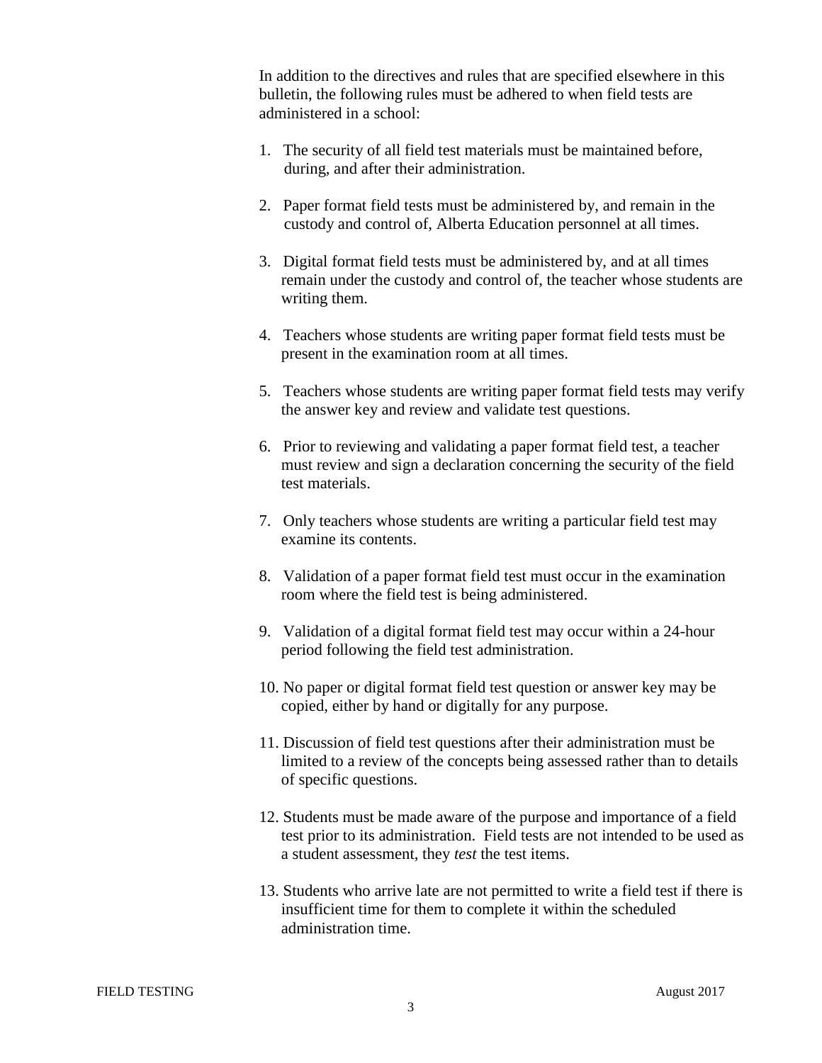In addition to the directives and rules that are specified elsewhere in this bulletin, the following rules must be adhered to when field tests are administered in a school:

1. The security of all field test materials must be maintained before, during, and after their administration.

2. Paper format field tests must be administered by, and remain in the custody and control of, Alberta Education personnel at all times.

3. Digital format field tests must be administered by, and at all times remain under the custody and control of, the teacher whose students are writing them.

4. Teachers whose students are writing paper format field tests must be present in the examination room at all times.

5. Teachers whose students are writing paper format field tests may verify the answer key and review and validate test questions.

6. Prior to reviewing and validating a paper format field test, a teacher must review and sign a declaration concerning the security of the field test materials.

7. Only teachers whose students are writing a particular field test may examine its contents.

8. Validation of a paper format field test must occur in the examination room where the field test is being administered.

9. Validation of a digital format field test may occur within a 24-hour period following the field test administration.

10. No paper or digital format field test question or answer key may be copied, either by hand or digitally for any purpose.

11. Discussion of field test questions after their administration must be limited to a review of the concepts being assessed rather than to details of specific questions.

12. Students must be made aware of the purpose and importance of a field test prior to its administration. Field tests are not intended to be used as a student assessment, they *test* the test items.

13. Students who arrive late are not permitted to write a field test if there is insufficient time for them to complete it within the scheduled administration time.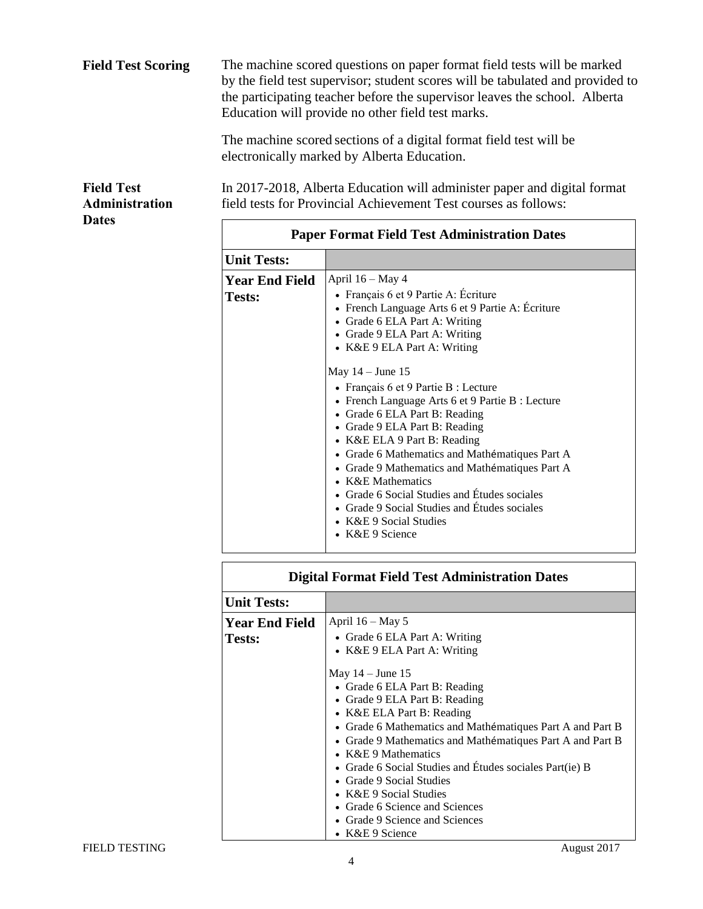**Field Test Scoring**

The machine scored questions on paper format field tests will be marked by the field test supervisor; student scores will be tabulated and provided to the participating teacher before the supervisor leaves the school. Alberta Education will provide no other field test marks.

The machine scored sections of a digital format field test will be electronically marked by Alberta Education.

**Field Test Administration Dates**

In 2017-2018, Alberta Education will administer paper and digital format field tests for Provincial Achievement Test courses as follows:

| Paper Format Field Test Administration Dates | |
|---|---|
| **Unit Tests:** | |
| **Year End Field Tests:** | April 16 – May 4<br>• Français 6 et 9 Partie A: Écriture<br>• French Language Arts 6 et 9 Partie A: Écriture<br>• Grade 6 ELA Part A: Writing<br>• Grade 9 ELA Part A: Writing<br>• K&E 9 ELA Part A: Writing<br><br>May 14 – June 15<br>• Français 6 et 9 Partie B : Lecture<br>• French Language Arts 6 et 9 Partie B : Lecture<br>• Grade 6 ELA Part B: Reading<br>• Grade 9 ELA Part B: Reading<br>• K&E ELA 9 Part B: Reading<br>• Grade 6 Mathematics and Mathématiques Part A<br>• Grade 9 Mathematics and Mathématiques Part A<br>• K&E Mathematics<br>• Grade 6 Social Studies and Études sociales<br>• Grade 9 Social Studies and Études sociales<br>• K&E 9 Social Studies<br>• K&E 9 Science |

| Digital Format Field Test Administration Dates | |
|---|---|
| **Unit Tests:** | |
| **Year End Field Tests:** | April 16 – May 5<br>• Grade 6 ELA Part A: Writing<br>• K&E 9 ELA Part A: Writing<br><br>May 14 – June 15<br>• Grade 6 ELA Part B: Reading<br>• Grade 9 ELA Part B: Reading<br>• K&E ELA Part B: Reading<br>• Grade 6 Mathematics and Mathématiques Part A and Part B<br>• Grade 9 Mathematics and Mathématiques Part A and Part B<br>• K&E 9 Mathematics<br>• Grade 6 Social Studies and Études sociales Part(ie) B<br>• Grade 9 Social Studies<br>• K&E 9 Social Studies<br>• Grade 6 Science and Sciences<br>• Grade 9 Science and Sciences<br>• K&E 9 Science |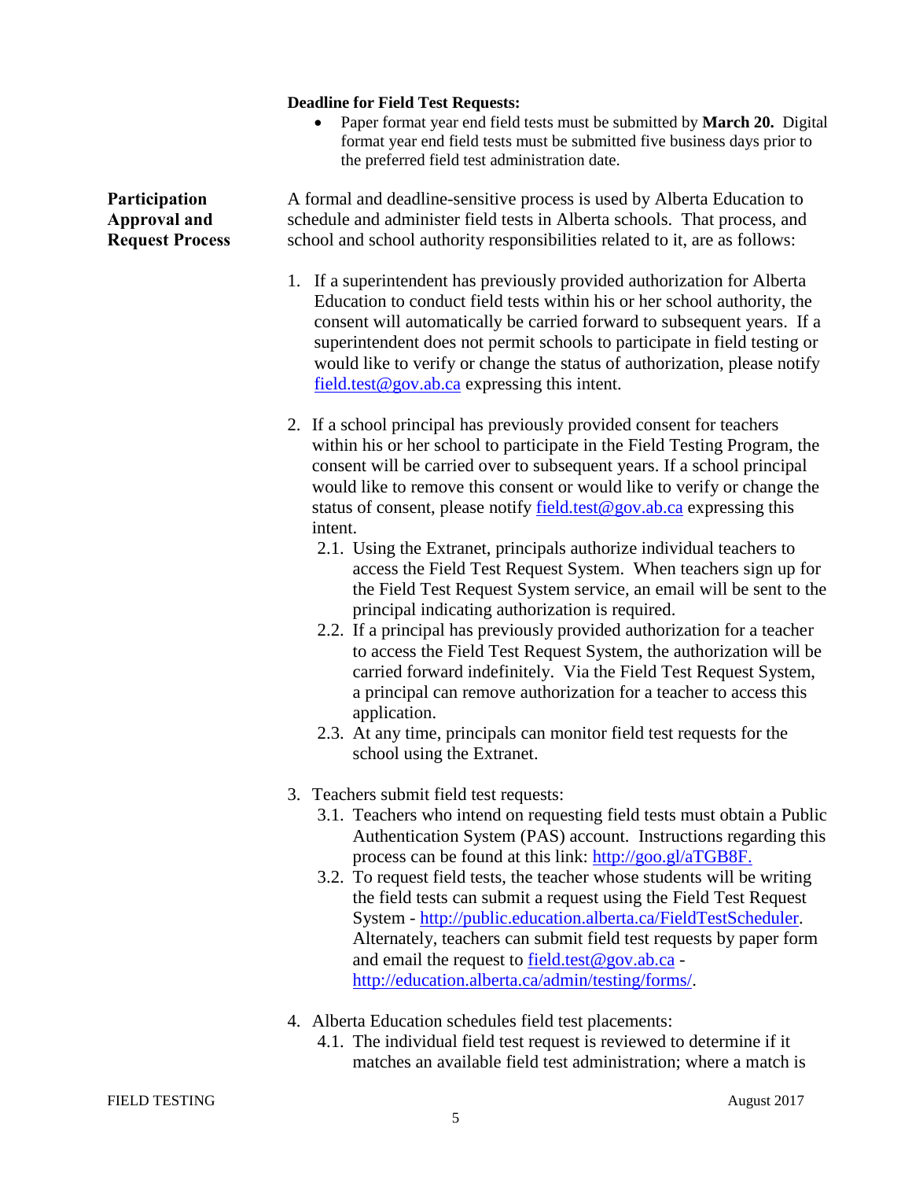**Deadline for Field Test Requests:**

- Paper format year end field tests must be submitted by **March 20.** Digital format year end field tests must be submitted five business days prior to the preferred field test administration date.

**Participation Approval and Request Process**

A formal and deadline-sensitive process is used by Alberta Education to schedule and administer field tests in Alberta schools. That process, and school and school authority responsibilities related to it, are as follows:

1. If a superintendent has previously provided authorization for Alberta Education to conduct field tests within his or her school authority, the consent will automatically be carried forward to subsequent years. If a superintendent does not permit schools to participate in field testing or would like to verify or change the status of authorization, please notify field.test@gov.ab.ca expressing this intent.

2. If a school principal has previously provided consent for teachers within his or her school to participate in the Field Testing Program, the consent will be carried over to subsequent years. If a school principal would like to remove this consent or would like to verify or change the status of consent, please notify field.test@gov.ab.ca expressing this intent.
   2.1. Using the Extranet, principals authorize individual teachers to access the Field Test Request System. When teachers sign up for the Field Test Request System service, an email will be sent to the principal indicating authorization is required.
   2.2. If a principal has previously provided authorization for a teacher to access the Field Test Request System, the authorization will be carried forward indefinitely. Via the Field Test Request System, a principal can remove authorization for a teacher to access this application.
   2.3. At any time, principals can monitor field test requests for the school using the Extranet.

3. Teachers submit field test requests:
   3.1. Teachers who intend on requesting field tests must obtain a Public Authentication System (PAS) account. Instructions regarding this process can be found at this link: http://goo.gl/aTGB8F.
   3.2. To request field tests, the teacher whose students will be writing the field tests can submit a request using the Field Test Request System - http://public.education.alberta.ca/FieldTestScheduler. Alternately, teachers can submit field test requests by paper form and email the request to field.test@gov.ab.ca - http://education.alberta.ca/admin/testing/forms/.

4. Alberta Education schedules field test placements:
   4.1. The individual field test request is reviewed to determine if it matches an available field test administration; where a match is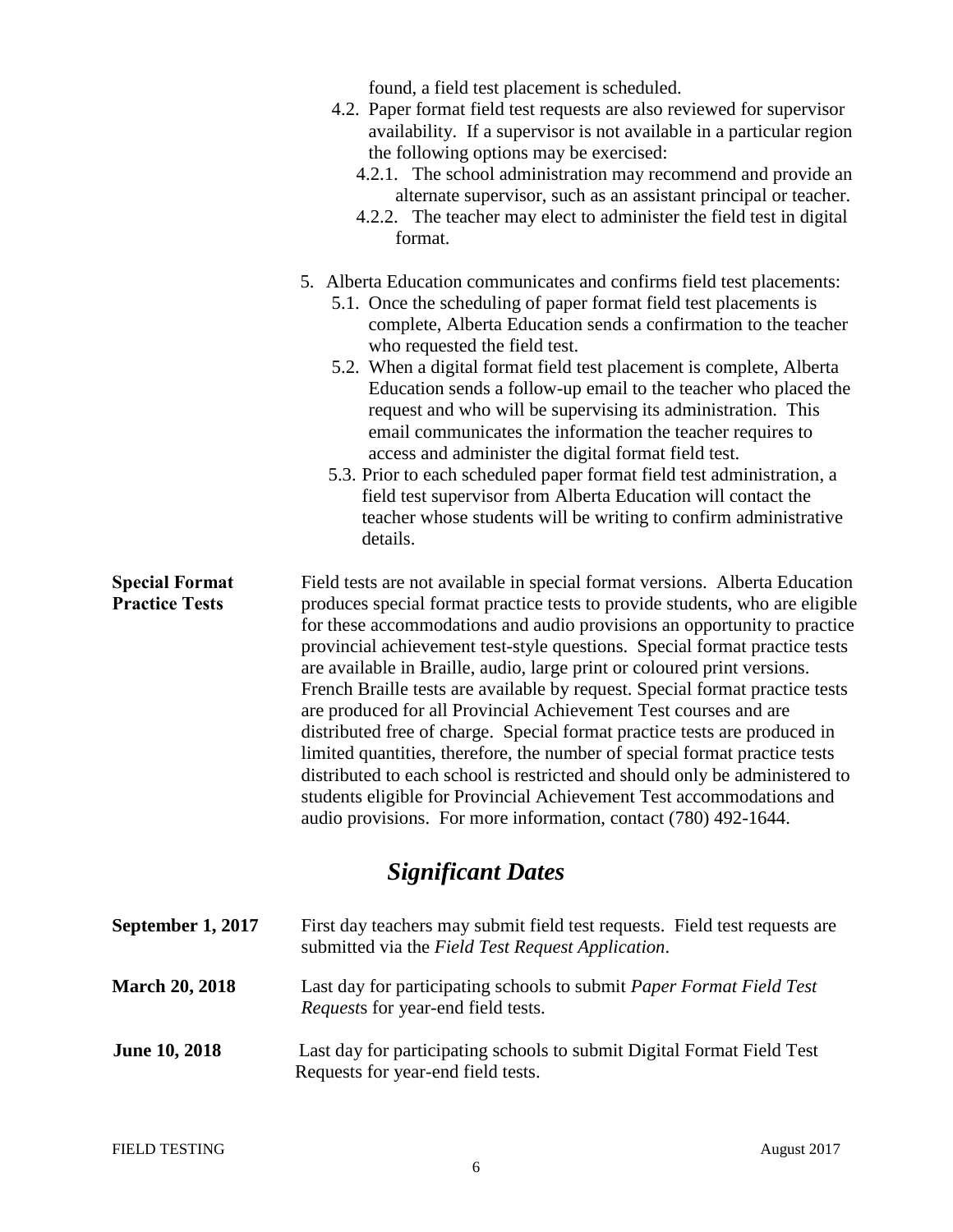found, a field test placement is scheduled.

4.2. Paper format field test requests are also reviewed for supervisor availability. If a supervisor is not available in a particular region the following options may be exercised:
   4.2.1. The school administration may recommend and provide an alternate supervisor, such as an assistant principal or teacher.
   4.2.2. The teacher may elect to administer the field test in digital format.

5. Alberta Education communicates and confirms field test placements:
   5.1. Once the scheduling of paper format field test placements is complete, Alberta Education sends a confirmation to the teacher who requested the field test.
   5.2. When a digital format field test placement is complete, Alberta Education sends a follow-up email to the teacher who placed the request and who will be supervising its administration. This email communicates the information the teacher requires to access and administer the digital format field test.
   5.3. Prior to each scheduled paper format field test administration, a field test supervisor from Alberta Education will contact the teacher whose students will be writing to confirm administrative details.

**Special Format Practice Tests**

Field tests are not available in special format versions. Alberta Education produces special format practice tests to provide students, who are eligible for these accommodations and audio provisions an opportunity to practice provincial achievement test-style questions. Special format practice tests are available in Braille, audio, large print or coloured print versions. French Braille tests are available by request. Special format practice tests are produced for all Provincial Achievement Test courses and are distributed free of charge. Special format practice tests are produced in limited quantities, therefore, the number of special format practice tests distributed to each school is restricted and should only be administered to students eligible for Provincial Achievement Test accommodations and audio provisions. For more information, contact (780) 492-1644.

## *Significant Dates*

**September 1, 2017** — First day teachers may submit field test requests. Field test requests are submitted via the *Field Test Request Application*.

**March 20, 2018** — Last day for participating schools to submit *Paper Format Field Test Requests* for year-end field tests.

**June 10, 2018** — Last day for participating schools to submit Digital Format Field Test Requests for year-end field tests.